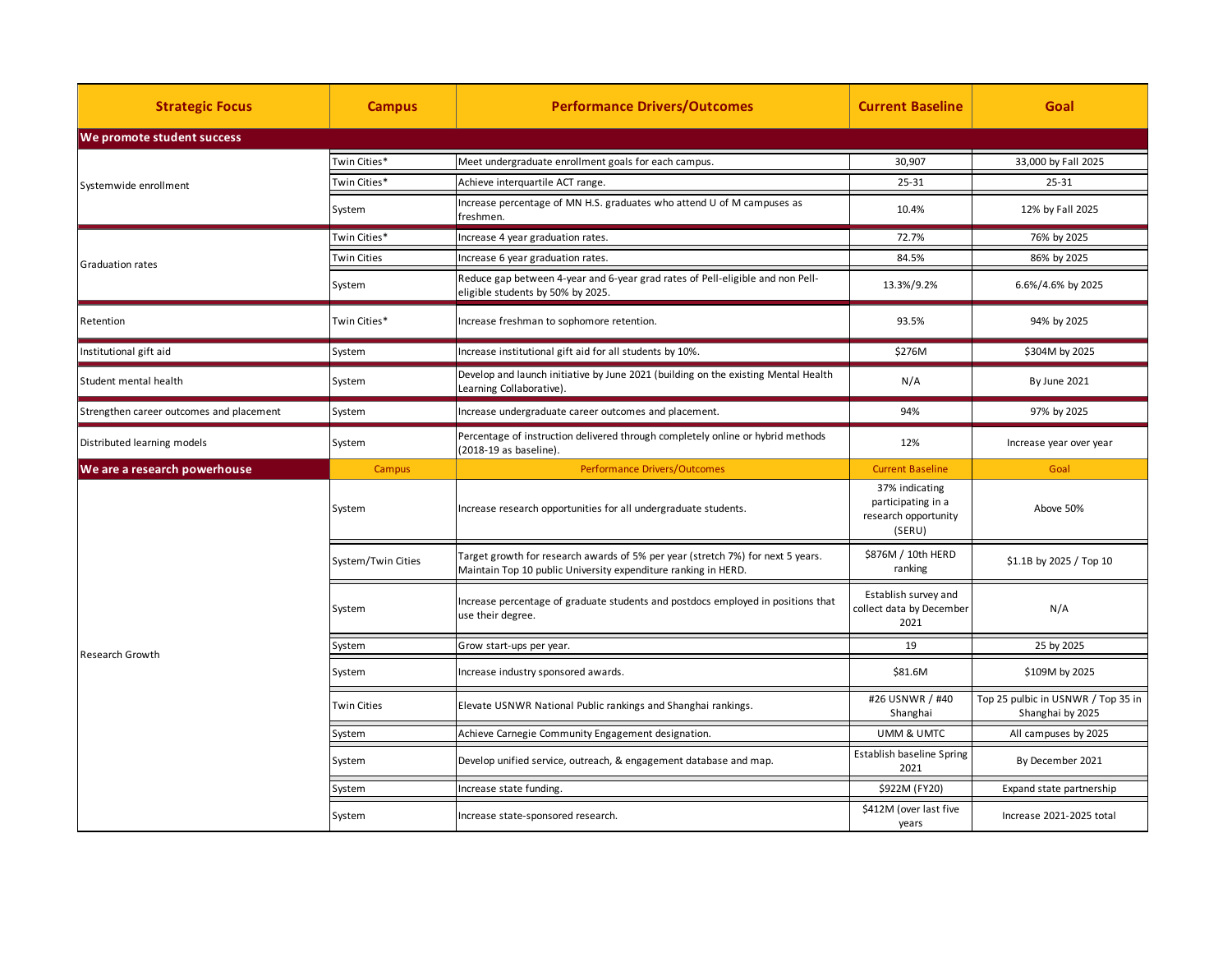| Strategic Focus | Campus | Performance Drivers/Outcomes | Current Baseline | Goal |
|---|---|---|---|---|
| **We promote student success** | | | | |
| Systemwide enrollment | Twin Cities* | Meet undergraduate enrollment goals for each campus. | 30,907 | 33,000 by Fall 2025 |
| | Twin Cities* | Achieve interquartile ACT range. | 25-31 | 25-31 |
| | System | Increase percentage of MN H.S. graduates who attend U of M campuses as freshmen. | 10.4% | 12% by Fall 2025 |
| Graduation rates | Twin Cities* | Increase 4 year graduation rates. | 72.7% | 76% by 2025 |
| | Twin Cities | Increase 6 year graduation rates. | 84.5% | 86% by 2025 |
| | System | Reduce gap between 4-year and 6-year grad rates of Pell-eligible and non Pell-eligible students by 50% by 2025. | 13.3%/9.2% | 6.6%/4.6% by 2025 |
| Retention | Twin Cities* | Increase freshman to sophomore retention. | 93.5% | 94% by 2025 |
| Institutional gift aid | System | Increase institutional gift aid for all students by 10%. | $276M | $304M by 2025 |
| Student mental health | System | Develop and launch initiative by June 2021 (building on the existing Mental Health Learning Collaborative). | N/A | By June 2021 |
| Strengthen career outcomes and placement | System | Increase undergraduate career outcomes and placement. | 94% | 97% by 2025 |
| Distributed learning models | System | Percentage of instruction delivered through completely online or hybrid methods (2018-19 as baseline). | 12% | Increase year over year |
| **We are a research powerhouse** | Campus | Performance Drivers/Outcomes | Current Baseline | Goal |
| Research Growth | System | Increase research opportunities for all undergraduate students. | 37% indicating participating in a research opportunity (SERU) | Above 50% |
| | System/Twin Cities | Target growth for research awards of 5% per year (stretch 7%) for next 5 years. Maintain Top 10 public University expenditure ranking in HERD. | $876M / 10th HERD ranking | $1.1B by 2025 / Top 10 |
| | System | Increase percentage of graduate students and postdocs employed in positions that use their degree. | Establish survey and collect data by December 2021 | N/A |
| | System | Grow start-ups per year. | 19 | 25 by 2025 |
| | System | Increase industry sponsored awards. | $81.6M | $109M by 2025 |
| | Twin Cities | Elevate USNWR National Public rankings and Shanghai rankings. | #26 USNWR / #40 Shanghai | Top 25 pulbic in USNWR / Top 35 in Shanghai by 2025 |
| | System | Achieve Carnegie Community Engagement designation. | UMM & UMTC | All campuses by 2025 |
| | System | Develop unified service, outreach, & engagement database and map. | Establish baseline Spring 2021 | By December 2021 |
| | System | Increase state funding. | $922M (FY20) | Expand state partnership |
| | System | Increase state-sponsored research. | $412M (over last five years | Increase 2021-2025 total |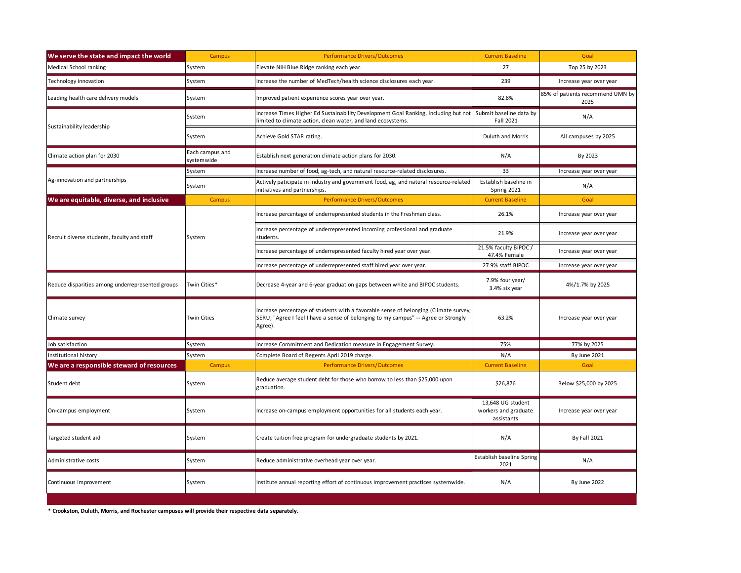| We serve the state and impact the world | Campus | Performance Drivers/Outcomes | Current Baseline | Goal |
|---|---|---|---|---|
| Medical School ranking | System | Elevate NIH Blue Ridge ranking each year. | 27 | Top 25 by 2023 |
| Technology innovation | System | Increase the number of MedTech/health science disclosures each year. | 239 | Increase year over year |
| Leading health care delivery models | System | Improved patient experience scores year over year. | 82.8% | 85% of patients recommend UMN by 2025 |
| Sustainability leadership | System | Increase Times Higher Ed Sustainability Development Goal Ranking, including but not limited to climate action, clean water, and land ecosystems. | Submit baseline data by Fall 2021 | N/A |
| | System | Achieve Gold STAR rating. | Duluth and Morris | All campuses by 2025 |
| Climate action plan for 2030 | Each campus and systemwide | Establish next generation climate action plans for 2030. | N/A | By 2023 |
| Ag-innovation and partnerships | System | Increase number of food, ag-tech, and natural resource-related disclosures. | 33 | Increase year over year |
| | System | Actively paticipate in industry and government food, ag, and natural resource-related initiatives and partnerships. | Establish baseline in Spring 2021 | N/A |
| **We are equitable, diverse, and inclusive** | **Campus** | **Performance Drivers/Outcomes** | **Current Baseline** | **Goal** |
| Recruit diverse students, faculty and staff | System | Increase percentage of underrepresented students in the Freshman class. | 26.1% | Increase year over year |
| | | Increase percentage of underrepresented incoming professional and graduate students. | 21.9% | Increase year over year |
| | | Increase percentage of underrepresented faculty hired year over year. | 21.5% faculty BIPOC / 47.4% Female | Increase year over year |
| | | Increase percentage of underrepresented staff hired year over year. | 27.9% staff BIPOC | Increase year over year |
| Reduce disparities among underrepresented groups | Twin Cities* | Decrease 4-year and 6-year graduation gaps between white and BIPOC students. | 7.9% four year/ 3.4% six year | 4%/1.7% by 2025 |
| Climate survey | Twin Cities | Increase percentage of students with a favorable sense of belonging (Climate survey; SERU; "Agree I feel I have a sense of belonging to my campus" -- Agree or Strongly Agree). | 63.2% | Increase year over year |
| Job satisfaction | System | Increase Commitment and Dedication measure in Engagement Survey. | 75% | 77% by 2025 |
| Institutional history | System | Complete Board of Regents April 2019 charge. | N/A | By June 2021 |
| **We are a responsible steward of resources** | **Campus** | **Performance Drivers/Outcomes** | **Current Baseline** | **Goal** |
| Student debt | System | Reduce average student debt for those who borrow to less than $25,000 upon graduation. | $26,876 | Below $25,000 by 2025 |
| On-campus employment | System | Increase on-campus employment opportunities for all students each year. | 13,648 UG student workers and graduate assistants | Increase year over year |
| Targeted student aid | System | Create tuition free program for undergraduate students by 2021. | N/A | By Fall 2021 |
| Administrative costs | System | Reduce administrative overhead year over year. | Establish baseline Spring 2021 | N/A |
| Continuous improvement | System | Institute annual reporting effort of continuous improvement practices systemwide. | N/A | By June 2022 |

**\* Crookston, Duluth, Morris, and Rochester campuses will provide their respective data separately.**